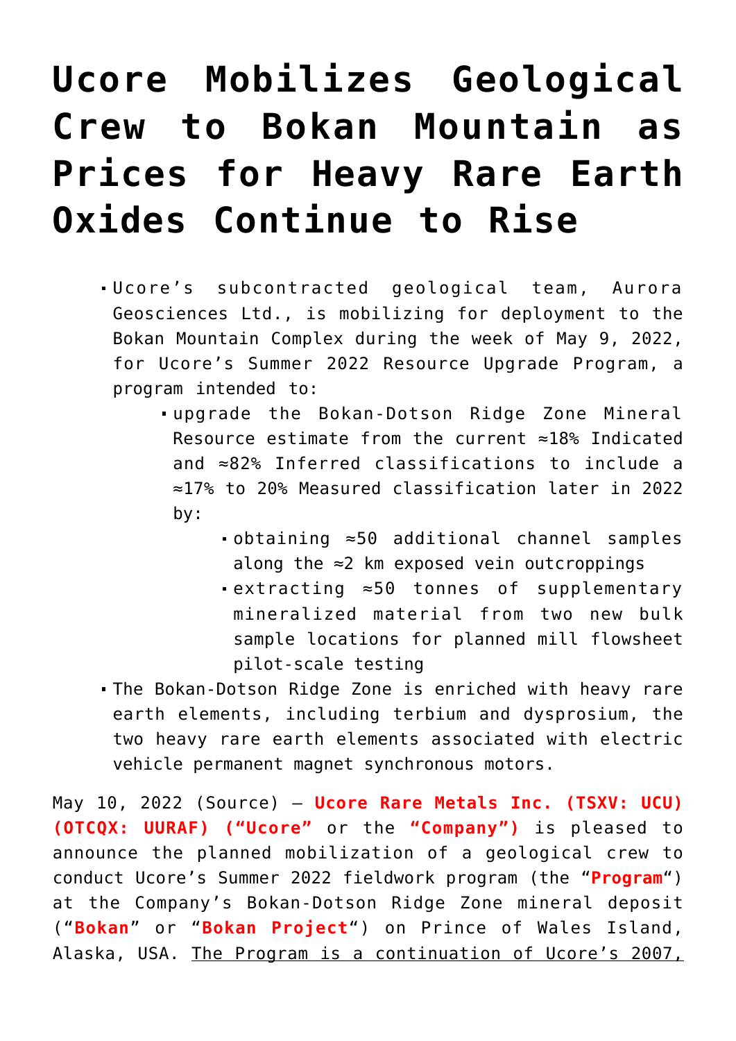# Ucore Mobilizes Geological Crew to Bokan Mountain as Prices for Heavy Rare Earth Oxides Continue to Rise

- Ucore's subcontracted geological team, Aurora Geosciences Ltd., is mobilizing for deployment to the Bokan Mountain Complex during the week of May 9, 2022, for Ucore's Summer 2022 Resource Upgrade Program, a program intended to:
  - upgrade the Bokan-Dotson Ridge Zone Mineral Resource estimate from the current ≈18% Indicated and ≈82% Inferred classifications to include a ≈17% to 20% Measured classification later in 2022 by:
    - obtaining ≈50 additional channel samples along the ≈2 km exposed vein outcroppings
    - extracting ≈50 tonnes of supplementary mineralized material from two new bulk sample locations for planned mill flowsheet pilot-scale testing
- The Bokan-Dotson Ridge Zone is enriched with heavy rare earth elements, including terbium and dysprosium, the two heavy rare earth elements associated with electric vehicle permanent magnet synchronous motors.

May 10, 2022 (Source) – **Ucore Rare Metals Inc. (TSXV: UCU) (OTCQX: UURAF) ("Ucore"** or the **"Company")** is pleased to announce the planned mobilization of a geological crew to conduct Ucore's Summer 2022 fieldwork program (the "**Program**") at the Company's Bokan-Dotson Ridge Zone mineral deposit ("**Bokan**" or "**Bokan Project**") on Prince of Wales Island, Alaska, USA. The Program is a continuation of Ucore's 2007,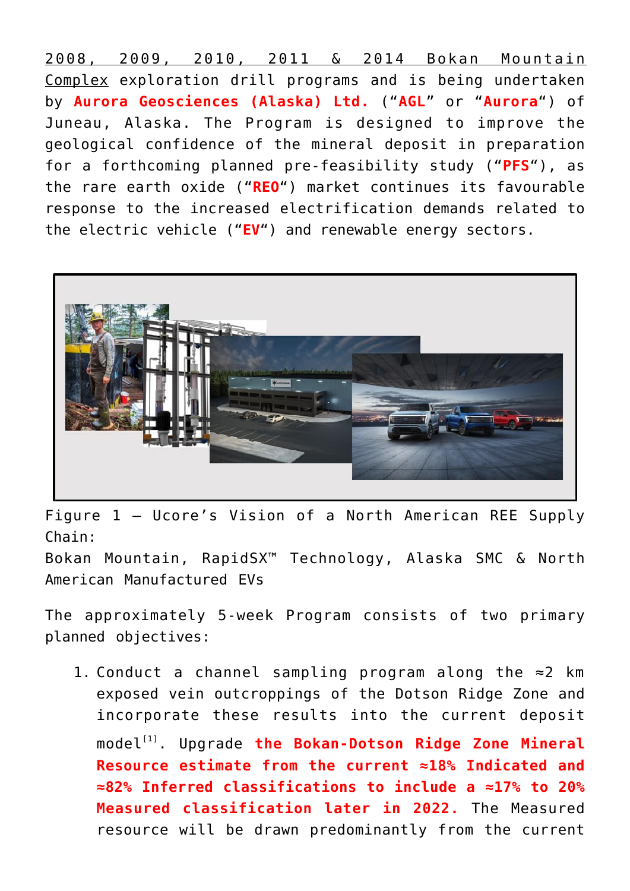2008, 2009, 2010, 2011 & 2014 Bokan Mountain Complex exploration drill programs and is being undertaken by **Aurora Geosciences (Alaska) Ltd.** ("**AGL**" or "**Aurora**") of Juneau, Alaska. The Program is designed to improve the geological confidence of the mineral deposit in preparation for a forthcoming planned pre-feasibility study ("**PFS**"), as the rare earth oxide ("**REO**") market continues its favourable response to the increased electrification demands related to the electric vehicle ("**EV**") and renewable energy sectors.

Figure 1 – Ucore's Vision of a North American REE Supply Chain:
Bokan Mountain, RapidSX™ Technology, Alaska SMC & North American Manufactured EVs

The approximately 5-week Program consists of two primary planned objectives:

1. Conduct a channel sampling program along the ≈2 km exposed vein outcroppings of the Dotson Ridge Zone and incorporate these results into the current deposit model[1]. Upgrade **the Bokan-Dotson Ridge Zone Mineral Resource estimate from the current ≈18% Indicated and ≈82% Inferred classifications to include a ≈17% to 20% Measured classification later in 2022.** The Measured resource will be drawn predominantly from the current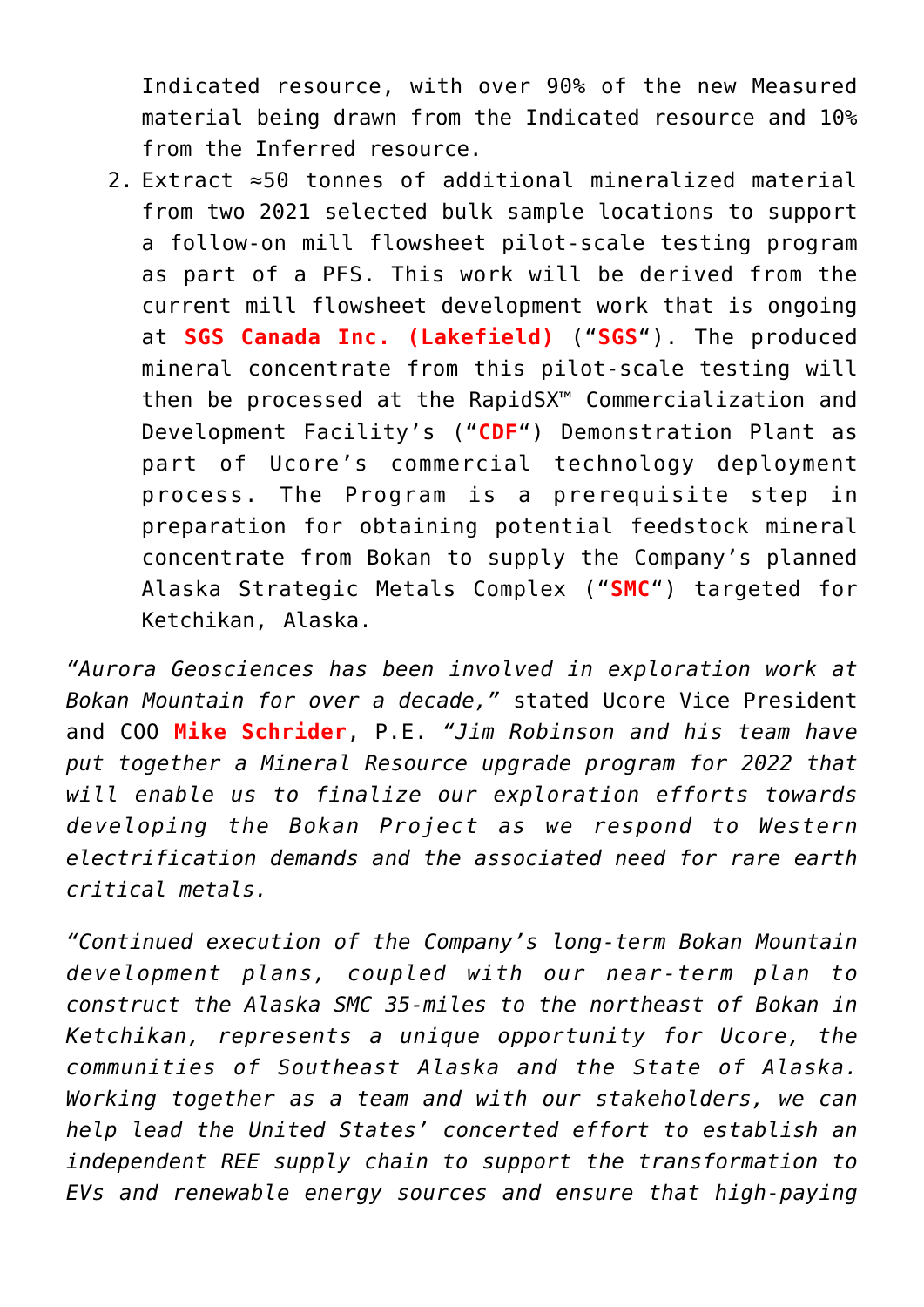Indicated resource, with over 90% of the new Measured material being drawn from the Indicated resource and 10% from the Inferred resource.

2. Extract ≈50 tonnes of additional mineralized material from two 2021 selected bulk sample locations to support a follow-on mill flowsheet pilot-scale testing program as part of a PFS. This work will be derived from the current mill flowsheet development work that is ongoing at **SGS Canada Inc. (Lakefield)** ("**SGS**"). The produced mineral concentrate from this pilot-scale testing will then be processed at the RapidSX™ Commercialization and Development Facility's ("**CDF**") Demonstration Plant as part of Ucore's commercial technology deployment process. The Program is a prerequisite step in preparation for obtaining potential feedstock mineral concentrate from Bokan to supply the Company's planned Alaska Strategic Metals Complex ("**SMC**") targeted for Ketchikan, Alaska.

*"Aurora Geosciences has been involved in exploration work at Bokan Mountain for over a decade,"* stated Ucore Vice President and COO **Mike Schrider**, P.E. *"Jim Robinson and his team have put together a Mineral Resource upgrade program for 2022 that will enable us to finalize our exploration efforts towards developing the Bokan Project as we respond to Western electrification demands and the associated need for rare earth critical metals.*

*"Continued execution of the Company's long-term Bokan Mountain development plans, coupled with our near-term plan to construct the Alaska SMC 35-miles to the northeast of Bokan in Ketchikan, represents a unique opportunity for Ucore, the communities of Southeast Alaska and the State of Alaska. Working together as a team and with our stakeholders, we can help lead the United States' concerted effort to establish an independent REE supply chain to support the transformation to EVs and renewable energy sources and ensure that high-paying*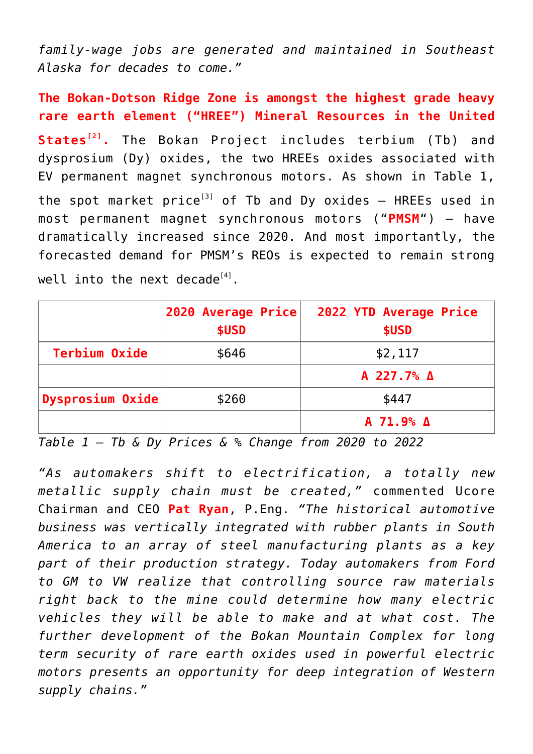*family-wage jobs are generated and maintained in Southeast Alaska for decades to come."*

**The Bokan-Dotson Ridge Zone is amongst the highest grade heavy rare earth element ("HREE") Mineral Resources in the United States[2].** The Bokan Project includes terbium (Tb) and dysprosium (Dy) oxides, the two HREEs oxides associated with EV permanent magnet synchronous motors. As shown in Table 1, the spot market price[3] of Tb and Dy oxides – HREEs used in most permanent magnet synchronous motors ("**PMSM**") – have dramatically increased since 2020. And most importantly, the forecasted demand for PMSM's REOs is expected to remain strong well into the next decade[4].

| | **2020 Average Price $USD** | **2022 YTD Average Price $USD** |
|---|---|---|
| **Terbium Oxide** | $646 | $2,117 |
| | | **A 227.7% Δ** |
| **Dysprosium Oxide** | $260 | $447 |
| | | **A 71.9% Δ** |

*Table 1 – Tb & Dy Prices & % Change from 2020 to 2022*

*"As automakers shift to electrification, a totally new metallic supply chain must be created,"* commented Ucore Chairman and CEO **Pat Ryan**, P.Eng. *"The historical automotive business was vertically integrated with rubber plants in South America to an array of steel manufacturing plants as a key part of their production strategy. Today automakers from Ford to GM to VW realize that controlling source raw materials right back to the mine could determine how many electric vehicles they will be able to make and at what cost. The further development of the Bokan Mountain Complex for long term security of rare earth oxides used in powerful electric motors presents an opportunity for deep integration of Western supply chains."*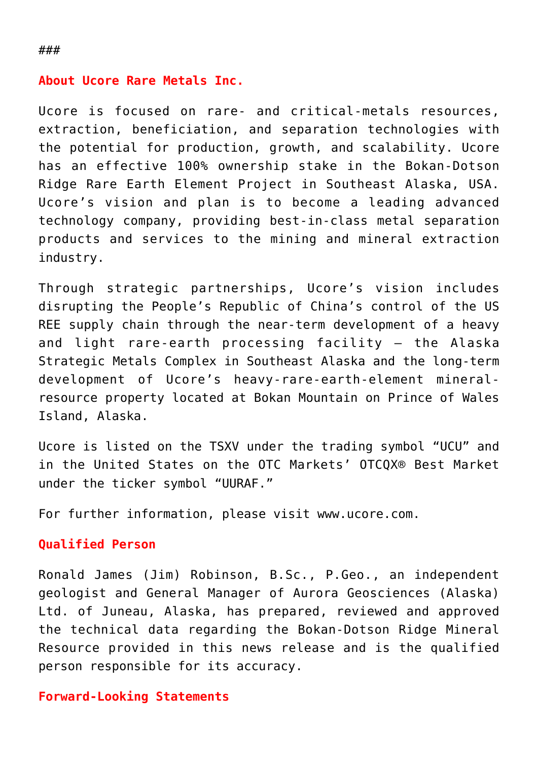###

## About Ucore Rare Metals Inc.

Ucore is focused on rare- and critical-metals resources, extraction, beneficiation, and separation technologies with the potential for production, growth, and scalability. Ucore has an effective 100% ownership stake in the Bokan-Dotson Ridge Rare Earth Element Project in Southeast Alaska, USA. Ucore's vision and plan is to become a leading advanced technology company, providing best-in-class metal separation products and services to the mining and mineral extraction industry.

Through strategic partnerships, Ucore's vision includes disrupting the People's Republic of China's control of the US REE supply chain through the near-term development of a heavy and light rare-earth processing facility – the Alaska Strategic Metals Complex in Southeast Alaska and the long-term development of Ucore's heavy-rare-earth-element mineral-resource property located at Bokan Mountain on Prince of Wales Island, Alaska.

Ucore is listed on the TSXV under the trading symbol "UCU" and in the United States on the OTC Markets' OTCQX® Best Market under the ticker symbol "UURAF."

For further information, please visit www.ucore.com.

## Qualified Person

Ronald James (Jim) Robinson, B.Sc., P.Geo., an independent geologist and General Manager of Aurora Geosciences (Alaska) Ltd. of Juneau, Alaska, has prepared, reviewed and approved the technical data regarding the Bokan-Dotson Ridge Mineral Resource provided in this news release and is the qualified person responsible for its accuracy.

## Forward-Looking Statements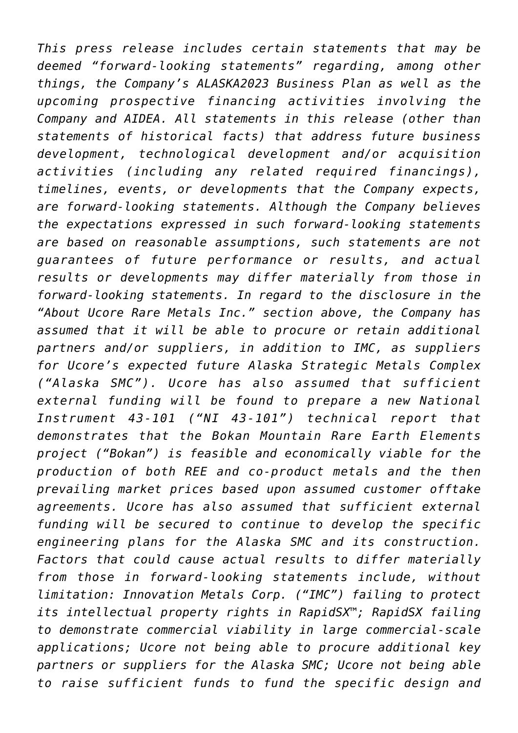*This press release includes certain statements that may be deemed "forward-looking statements" regarding, among other things, the Company's ALASKA2023 Business Plan as well as the upcoming prospective financing activities involving the Company and AIDEA. All statements in this release (other than statements of historical facts) that address future business development, technological development and/or acquisition activities (including any related required financings), timelines, events, or developments that the Company expects, are forward-looking statements. Although the Company believes the expectations expressed in such forward-looking statements are based on reasonable assumptions, such statements are not guarantees of future performance or results, and actual results or developments may differ materially from those in forward-looking statements. In regard to the disclosure in the "About Ucore Rare Metals Inc." section above, the Company has assumed that it will be able to procure or retain additional partners and/or suppliers, in addition to IMC, as suppliers for Ucore's expected future Alaska Strategic Metals Complex ("Alaska SMC"). Ucore has also assumed that sufficient external funding will be found to prepare a new National Instrument 43-101 ("NI 43-101") technical report that demonstrates that the Bokan Mountain Rare Earth Elements project ("Bokan") is feasible and economically viable for the production of both REE and co-product metals and the then prevailing market prices based upon assumed customer offtake agreements. Ucore has also assumed that sufficient external funding will be secured to continue to develop the specific engineering plans for the Alaska SMC and its construction. Factors that could cause actual results to differ materially from those in forward-looking statements include, without limitation: Innovation Metals Corp. ("IMC") failing to protect its intellectual property rights in RapidSX™; RapidSX failing to demonstrate commercial viability in large commercial-scale applications; Ucore not being able to procure additional key partners or suppliers for the Alaska SMC; Ucore not being able to raise sufficient funds to fund the specific design and*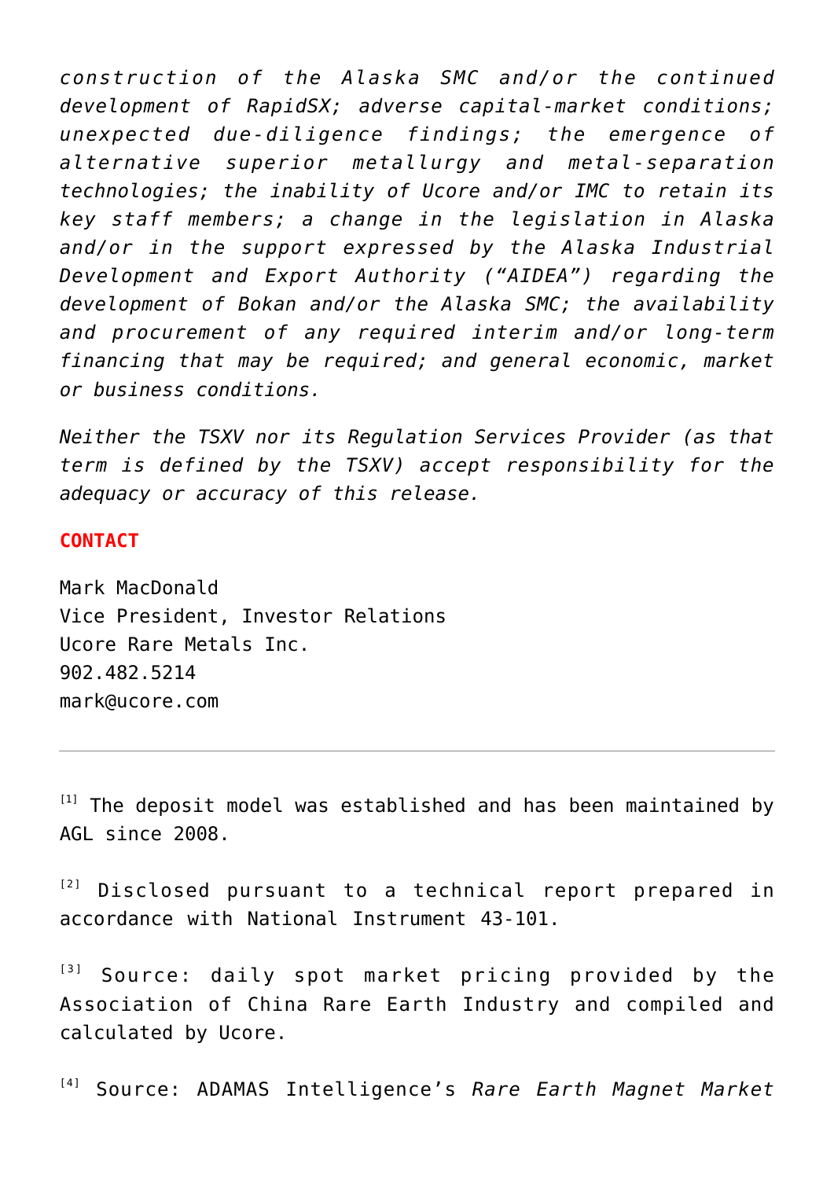*construction of the Alaska SMC and/or the continued development of RapidSX; adverse capital-market conditions; unexpected due-diligence findings; the emergence of alternative superior metallurgy and metal-separation technologies; the inability of Ucore and/or IMC to retain its key staff members; a change in the legislation in Alaska and/or in the support expressed by the Alaska Industrial Development and Export Authority ("AIDEA") regarding the development of Bokan and/or the Alaska SMC; the availability and procurement of any required interim and/or long-term financing that may be required; and general economic, market or business conditions.*

*Neither the TSXV nor its Regulation Services Provider (as that term is defined by the TSXV) accept responsibility for the adequacy or accuracy of this release.*

**CONTACT**

Mark MacDonald
Vice President, Investor Relations
Ucore Rare Metals Inc.
902.482.5214
mark@ucore.com

---

[1] The deposit model was established and has been maintained by AGL since 2008.

[2] Disclosed pursuant to a technical report prepared in accordance with National Instrument 43-101.

[3] Source: daily spot market pricing provided by the Association of China Rare Earth Industry and compiled and calculated by Ucore.

[4] Source: ADAMAS Intelligence's *Rare Earth Magnet Market*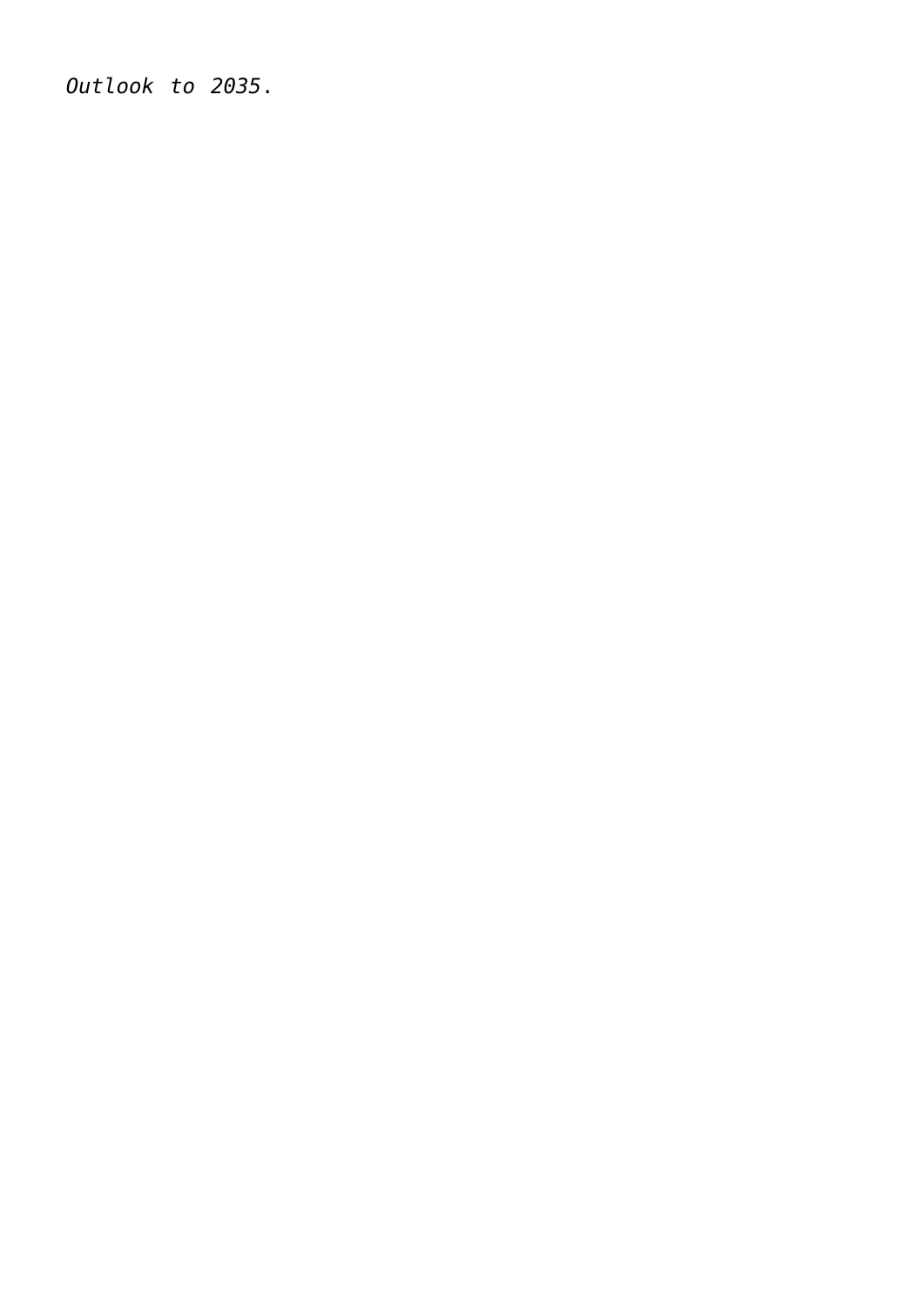*Outlook to 2035*.